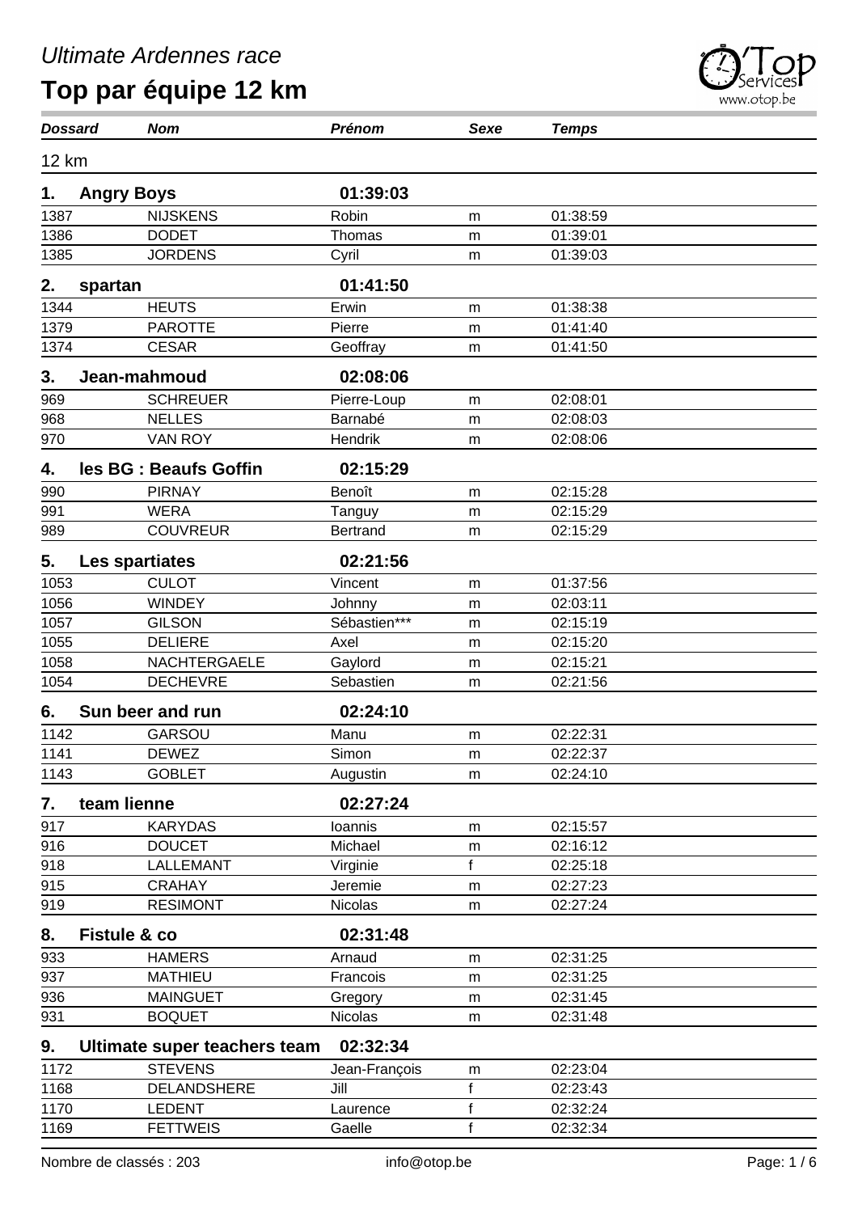# Ultimate Ardennes race

## Top par équipe 12 km

| Dossard | Nom | Prénom | Sexe | Temps |
|---|---|---|---|---|
| **12 km** | | | | |
| **1.** | **Angry Boys** | **01:39:03** | | |
| 1387 | NIJSKENS | Robin | m | 01:38:59 |
| 1386 | DODET | Thomas | m | 01:39:01 |
| 1385 | JORDENS | Cyril | m | 01:39:03 |
| **2.** | **spartan** | **01:41:50** | | |
| 1344 | HEUTS | Erwin | m | 01:38:38 |
| 1379 | PAROTTE | Pierre | m | 01:41:40 |
| 1374 | CESAR | Geoffray | m | 01:41:50 |
| **3.** | **Jean-mahmoud** | **02:08:06** | | |
| 969 | SCHREUER | Pierre-Loup | m | 02:08:01 |
| 968 | NELLES | Barnabé | m | 02:08:03 |
| 970 | VAN ROY | Hendrik | m | 02:08:06 |
| **4.** | **les BG : Beaufs Goffin** | **02:15:29** | | |
| 990 | PIRNAY | Benoît | m | 02:15:28 |
| 991 | WERA | Tanguy | m | 02:15:29 |
| 989 | COUVREUR | Bertrand | m | 02:15:29 |
| **5.** | **Les spartiates** | **02:21:56** | | |
| 1053 | CULOT | Vincent | m | 01:37:56 |
| 1056 | WINDEY | Johnny | m | 02:03:11 |
| 1057 | GILSON | Sébastien*** | m | 02:15:19 |
| 1055 | DELIERE | Axel | m | 02:15:20 |
| 1058 | NACHTERGAELE | Gaylord | m | 02:15:21 |
| 1054 | DECHEVRE | Sebastien | m | 02:21:56 |
| **6.** | **Sun beer and run** | **02:24:10** | | |
| 1142 | GARSOU | Manu | m | 02:22:31 |
| 1141 | DEWEZ | Simon | m | 02:22:37 |
| 1143 | GOBLET | Augustin | m | 02:24:10 |
| **7.** | **team lienne** | **02:27:24** | | |
| 917 | KARYDAS | Ioannis | m | 02:15:57 |
| 916 | DOUCET | Michael | m | 02:16:12 |
| 918 | LALLEMANT | Virginie | f | 02:25:18 |
| 915 | CRAHAY | Jeremie | m | 02:27:23 |
| 919 | RESIMONT | Nicolas | m | 02:27:24 |
| **8.** | **Fistule & co** | **02:31:48** | | |
| 933 | HAMERS | Arnaud | m | 02:31:25 |
| 937 | MATHIEU | Francois | m | 02:31:25 |
| 936 | MAINGUET | Gregory | m | 02:31:45 |
| 931 | BOQUET | Nicolas | m | 02:31:48 |
| **9.** | **Ultimate super teachers team** | **02:32:34** | | |
| 1172 | STEVENS | Jean-François | m | 02:23:04 |
| 1168 | DELANDSHERE | Jill | f | 02:23:43 |
| 1170 | LEDENT | Laurence | f | 02:32:24 |
| 1169 | FETTWEIS | Gaelle | f | 02:32:34 |

Nombre de classés : 203

info@otop.be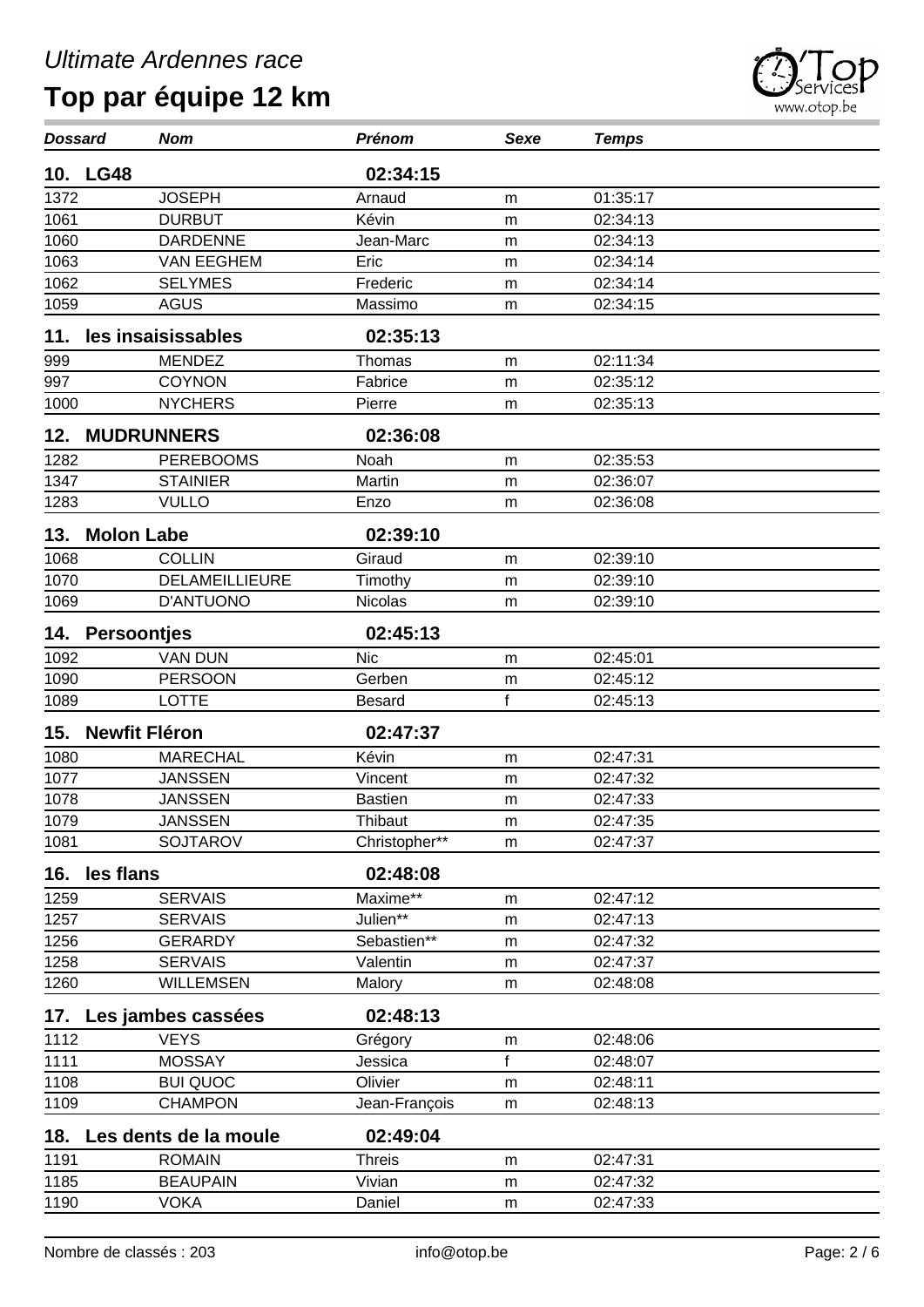*Ultimate Ardennes race*

# Top par équipe 12 km

| *Dossard* | *Nom* | *Prénom* | *Sexe* | *Temps* |
|---|---|---|---|---|
| **10. LG48** | | **02:34:15** | | |
| 1372 | JOSEPH | Arnaud | m | 01:35:17 |
| 1061 | DURBUT | Kévin | m | 02:34:13 |
| 1060 | DARDENNE | Jean-Marc | m | 02:34:13 |
| 1063 | VAN EEGHEM | Eric | m | 02:34:14 |
| 1062 | SELYMES | Frederic | m | 02:34:14 |
| 1059 | AGUS | Massimo | m | 02:34:15 |
| **11. les insaisissables** | | **02:35:13** | | |
| 999 | MENDEZ | Thomas | m | 02:11:34 |
| 997 | COYNON | Fabrice | m | 02:35:12 |
| 1000 | NYCHERS | Pierre | m | 02:35:13 |
| **12. MUDRUNNERS** | | **02:36:08** | | |
| 1282 | PEREBOOMS | Noah | m | 02:35:53 |
| 1347 | STAINIER | Martin | m | 02:36:07 |
| 1283 | VULLO | Enzo | m | 02:36:08 |
| **13. Molon Labe** | | **02:39:10** | | |
| 1068 | COLLIN | Giraud | m | 02:39:10 |
| 1070 | DELAMEILLIEURE | Timothy | m | 02:39:10 |
| 1069 | D'ANTUONO | Nicolas | m | 02:39:10 |
| **14. Persoontjes** | | **02:45:13** | | |
| 1092 | VAN DUN | Nic | m | 02:45:01 |
| 1090 | PERSOON | Gerben | m | 02:45:12 |
| 1089 | LOTTE | Besard | f | 02:45:13 |
| **15. Newfit Fléron** | | **02:47:37** | | |
| 1080 | MARECHAL | Kévin | m | 02:47:31 |
| 1077 | JANSSEN | Vincent | m | 02:47:32 |
| 1078 | JANSSEN | Bastien | m | 02:47:33 |
| 1079 | JANSSEN | Thibaut | m | 02:47:35 |
| 1081 | SOJTAROV | Christopher** | m | 02:47:37 |
| **16. les flans** | | **02:48:08** | | |
| 1259 | SERVAIS | Maxime** | m | 02:47:12 |
| 1257 | SERVAIS | Julien** | m | 02:47:13 |
| 1256 | GERARDY | Sebastien** | m | 02:47:32 |
| 1258 | SERVAIS | Valentin | m | 02:47:37 |
| 1260 | WILLEMSEN | Malory | m | 02:48:08 |
| **17. Les jambes cassées** | | **02:48:13** | | |
| 1112 | VEYS | Grégory | m | 02:48:06 |
| 1111 | MOSSAY | Jessica | f | 02:48:07 |
| 1108 | BUI QUOC | Olivier | m | 02:48:11 |
| 1109 | CHAMPON | Jean-François | m | 02:48:13 |
| **18. Les dents de la moule** | | **02:49:04** | | |
| 1191 | ROMAIN | Threis | m | 02:47:31 |
| 1185 | BEAUPAIN | Vivian | m | 02:47:32 |
| 1190 | VOKA | Daniel | m | 02:47:33 |

Nombre de classés : 203    info@otop.be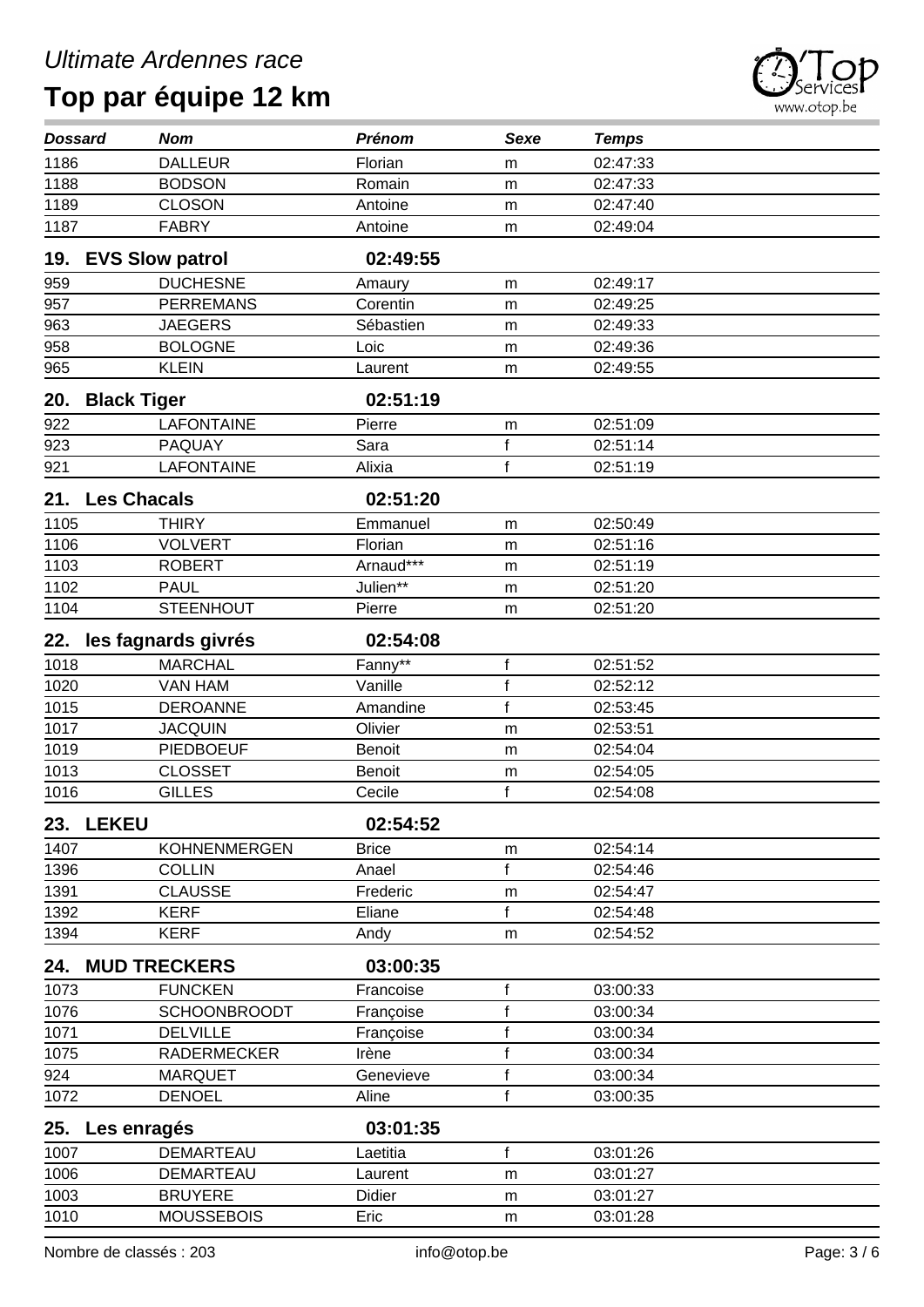*Ultimate Ardennes race*

# Top par équipe 12 km

| *Dossard* | *Nom* | *Prénom* | *Sexe* | *Temps* |
|---|---|---|---|---|
| 1186 | DALLEUR | Florian | m | 02:47:33 |
| 1188 | BODSON | Romain | m | 02:47:33 |
| 1189 | CLOSON | Antoine | m | 02:47:40 |
| 1187 | FABRY | Antoine | m | 02:49:04 |
| **19. EVS Slow patrol** | | **02:49:55** | | |
| 959 | DUCHESNE | Amaury | m | 02:49:17 |
| 957 | PERREMANS | Corentin | m | 02:49:25 |
| 963 | JAEGERS | Sébastien | m | 02:49:33 |
| 958 | BOLOGNE | Loic | m | 02:49:36 |
| 965 | KLEIN | Laurent | m | 02:49:55 |
| **20. Black Tiger** | | **02:51:19** | | |
| 922 | LAFONTAINE | Pierre | m | 02:51:09 |
| 923 | PAQUAY | Sara | f | 02:51:14 |
| 921 | LAFONTAINE | Alixia | f | 02:51:19 |
| **21. Les Chacals** | | **02:51:20** | | |
| 1105 | THIRY | Emmanuel | m | 02:50:49 |
| 1106 | VOLVERT | Florian | m | 02:51:16 |
| 1103 | ROBERT | Arnaud*** | m | 02:51:19 |
| 1102 | PAUL | Julien** | m | 02:51:20 |
| 1104 | STEENHOUT | Pierre | m | 02:51:20 |
| **22. les fagnards givrés** | | **02:54:08** | | |
| 1018 | MARCHAL | Fanny** | f | 02:51:52 |
| 1020 | VAN HAM | Vanille | f | 02:52:12 |
| 1015 | DEROANNE | Amandine | f | 02:53:45 |
| 1017 | JACQUIN | Olivier | m | 02:53:51 |
| 1019 | PIEDBOEUF | Benoit | m | 02:54:04 |
| 1013 | CLOSSET | Benoit | m | 02:54:05 |
| 1016 | GILLES | Cecile | f | 02:54:08 |
| **23. LEKEU** | | **02:54:52** | | |
| 1407 | KOHNENMERGEN | Brice | m | 02:54:14 |
| 1396 | COLLIN | Anael | f | 02:54:46 |
| 1391 | CLAUSSE | Frederic | m | 02:54:47 |
| 1392 | KERF | Eliane | f | 02:54:48 |
| 1394 | KERF | Andy | m | 02:54:52 |
| **24. MUD TRECKERS** | | **03:00:35** | | |
| 1073 | FUNCKEN | Francoise | f | 03:00:33 |
| 1076 | SCHOONBROODT | Françoise | f | 03:00:34 |
| 1071 | DELVILLE | Françoise | f | 03:00:34 |
| 1075 | RADERMECKER | Irène | f | 03:00:34 |
| 924 | MARQUET | Genevieve | f | 03:00:34 |
| 1072 | DENOEL | Aline | f | 03:00:35 |
| **25. Les enragés** | | **03:01:35** | | |
| 1007 | DEMARTEAU | Laetitia | f | 03:01:26 |
| 1006 | DEMARTEAU | Laurent | m | 03:01:27 |
| 1003 | BRUYERE | Didier | m | 03:01:27 |
| 1010 | MOUSSEBOIS | Eric | m | 03:01:28 |

Nombre de classés : 203 info@otop.be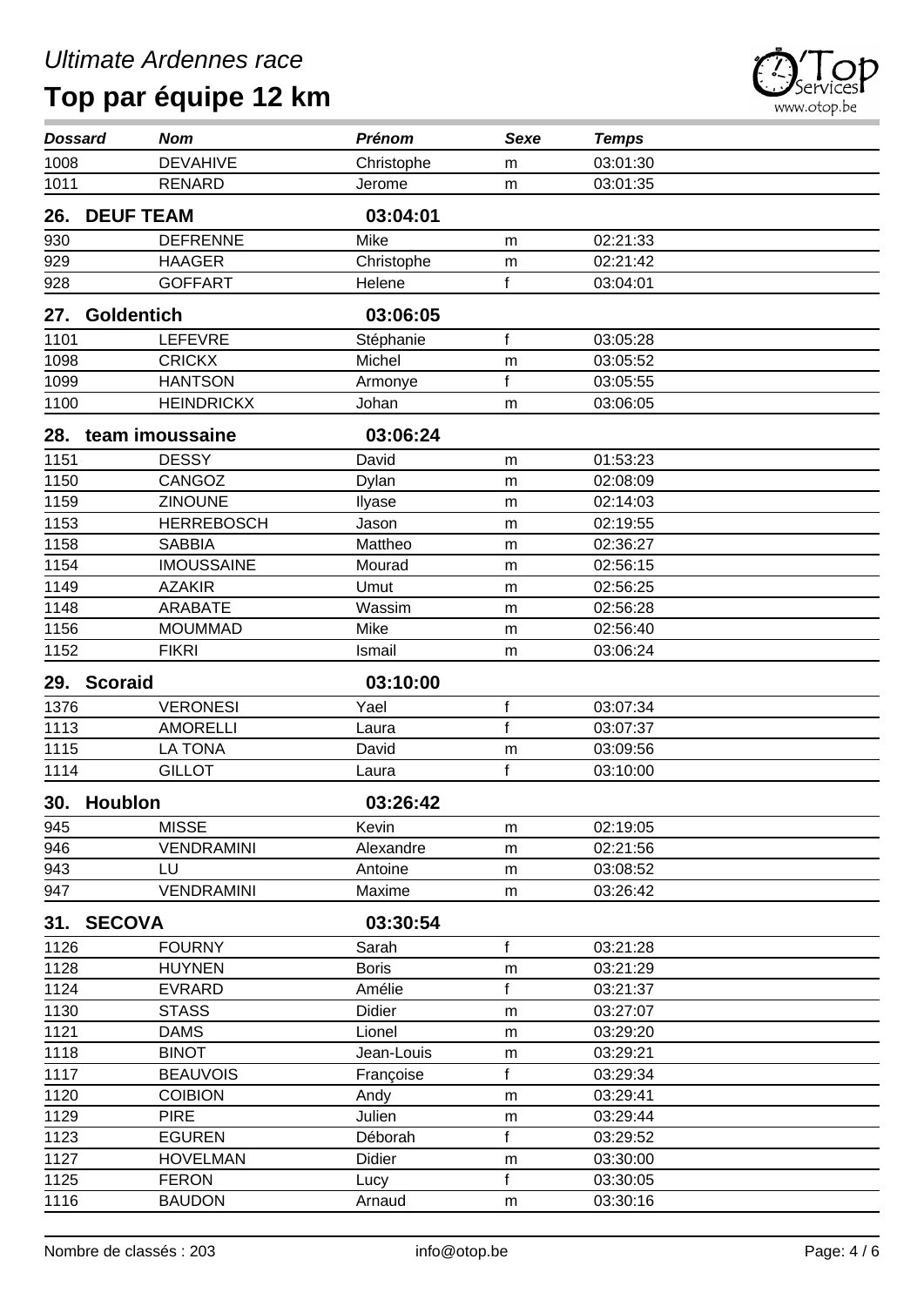# Ultimate Ardennes race

## Top par équipe 12 km

| Dossard | Nom | Prénom | Sexe | Temps |
|---|---|---|---|---|
| 1008 | DEVAHIVE | Christophe | m | 03:01:30 |
| 1011 | RENARD | Jerome | m | 03:01:35 |

### 26. DEUF TEAM — 03:04:01

| Dossard | Nom | Prénom | Sexe | Temps |
|---|---|---|---|---|
| 930 | DEFRENNE | Mike | m | 02:21:33 |
| 929 | HAAGER | Christophe | m | 02:21:42 |
| 928 | GOFFART | Helene | f | 03:04:01 |

### 27. Goldentich — 03:06:05

| Dossard | Nom | Prénom | Sexe | Temps |
|---|---|---|---|---|
| 1101 | LEFEVRE | Stéphanie | f | 03:05:28 |
| 1098 | CRICKX | Michel | m | 03:05:52 |
| 1099 | HANTSON | Armonye | f | 03:05:55 |
| 1100 | HEINDRICKX | Johan | m | 03:06:05 |

### 28. team imoussaine — 03:06:24

| Dossard | Nom | Prénom | Sexe | Temps |
|---|---|---|---|---|
| 1151 | DESSY | David | m | 01:53:23 |
| 1150 | CANGOZ | Dylan | m | 02:08:09 |
| 1159 | ZINOUNE | Ilyase | m | 02:14:03 |
| 1153 | HERREBOSCH | Jason | m | 02:19:55 |
| 1158 | SABBIA | Mattheo | m | 02:36:27 |
| 1154 | IMOUSSAINE | Mourad | m | 02:56:15 |
| 1149 | AZAKIR | Umut | m | 02:56:25 |
| 1148 | ARABATE | Wassim | m | 02:56:28 |
| 1156 | MOUMMAD | Mike | m | 02:56:40 |
| 1152 | FIKRI | Ismail | m | 03:06:24 |

### 29. Scoraid — 03:10:00

| Dossard | Nom | Prénom | Sexe | Temps |
|---|---|---|---|---|
| 1376 | VERONESI | Yael | f | 03:07:34 |
| 1113 | AMORELLI | Laura | f | 03:07:37 |
| 1115 | LA TONA | David | m | 03:09:56 |
| 1114 | GILLOT | Laura | f | 03:10:00 |

### 30. Houblon — 03:26:42

| Dossard | Nom | Prénom | Sexe | Temps |
|---|---|---|---|---|
| 945 | MISSE | Kevin | m | 02:19:05 |
| 946 | VENDRAMINI | Alexandre | m | 02:21:56 |
| 943 | LU | Antoine | m | 03:08:52 |
| 947 | VENDRAMINI | Maxime | m | 03:26:42 |

### 31. SECOVA — 03:30:54

| Dossard | Nom | Prénom | Sexe | Temps |
|---|---|---|---|---|
| 1126 | FOURNY | Sarah | f | 03:21:28 |
| 1128 | HUYNEN | Boris | m | 03:21:29 |
| 1124 | EVRARD | Amélie | f | 03:21:37 |
| 1130 | STASS | Didier | m | 03:27:07 |
| 1121 | DAMS | Lionel | m | 03:29:20 |
| 1118 | BINOT | Jean-Louis | m | 03:29:21 |
| 1117 | BEAUVOIS | Françoise | f | 03:29:34 |
| 1120 | COIBION | Andy | m | 03:29:41 |
| 1129 | PIRE | Julien | m | 03:29:44 |
| 1123 | EGUREN | Déborah | f | 03:29:52 |
| 1127 | HOVELMAN | Didier | m | 03:30:00 |
| 1125 | FERON | Lucy | f | 03:30:05 |
| 1116 | BAUDON | Arnaud | m | 03:30:16 |

Nombre de classés : 203 — info@otop.be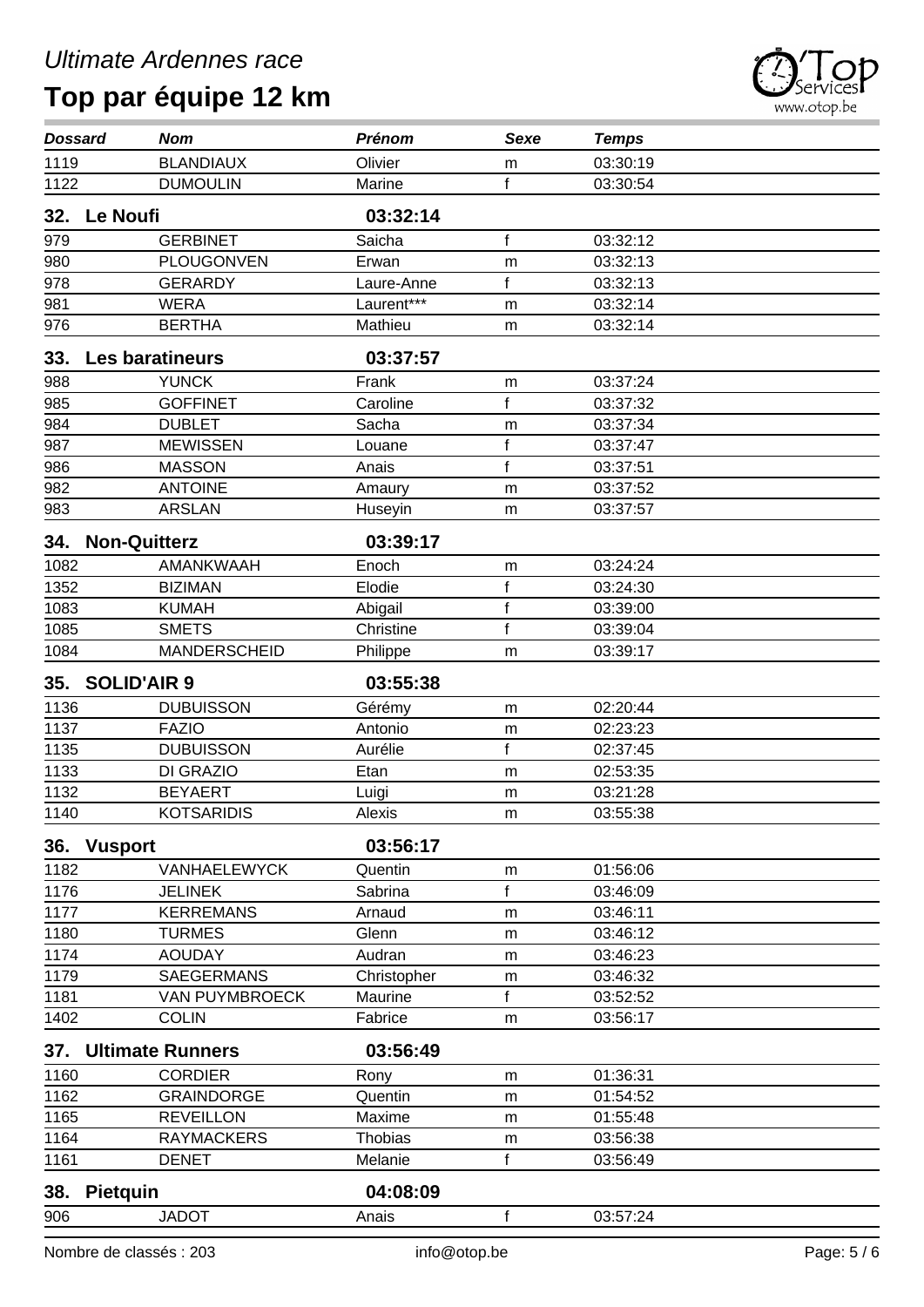# Ultimate Ardennes race

## Top par équipe 12 km

| Dossard | Nom | Prénom | Sexe | Temps |
|---|---|---|---|---|
| 1119 | BLANDIAUX | Olivier | m | 03:30:19 |
| 1122 | DUMOULIN | Marine | f | 03:30:54 |
| **32. Le Noufi** | | **03:32:14** | | |
| 979 | GERBINET | Saicha | f | 03:32:12 |
| 980 | PLOUGONVEN | Erwan | m | 03:32:13 |
| 978 | GERARDY | Laure-Anne | f | 03:32:13 |
| 981 | WERA | Laurent*** | m | 03:32:14 |
| 976 | BERTHA | Mathieu | m | 03:32:14 |
| **33. Les baratineurs** | | **03:37:57** | | |
| 988 | YUNCK | Frank | m | 03:37:24 |
| 985 | GOFFINET | Caroline | f | 03:37:32 |
| 984 | DUBLET | Sacha | m | 03:37:34 |
| 987 | MEWISSEN | Louane | f | 03:37:47 |
| 986 | MASSON | Anais | f | 03:37:51 |
| 982 | ANTOINE | Amaury | m | 03:37:52 |
| 983 | ARSLAN | Huseyin | m | 03:37:57 |
| **34. Non-Quitterz** | | **03:39:17** | | |
| 1082 | AMANKWAAH | Enoch | m | 03:24:24 |
| 1352 | BIZIMAN | Elodie | f | 03:24:30 |
| 1083 | KUMAH | Abigail | f | 03:39:00 |
| 1085 | SMETS | Christine | f | 03:39:04 |
| 1084 | MANDERSCHEID | Philippe | m | 03:39:17 |
| **35. SOLID'AIR 9** | | **03:55:38** | | |
| 1136 | DUBUISSON | Gérémy | m | 02:20:44 |
| 1137 | FAZIO | Antonio | m | 02:23:23 |
| 1135 | DUBUISSON | Aurélie | f | 02:37:45 |
| 1133 | DI GRAZIO | Etan | m | 02:53:35 |
| 1132 | BEYAERT | Luigi | m | 03:21:28 |
| 1140 | KOTSARIDIS | Alexis | m | 03:55:38 |
| **36. Vusport** | | **03:56:17** | | |
| 1182 | VANHAELEWYCK | Quentin | m | 01:56:06 |
| 1176 | JELINEK | Sabrina | f | 03:46:09 |
| 1177 | KERREMANS | Arnaud | m | 03:46:11 |
| 1180 | TURMES | Glenn | m | 03:46:12 |
| 1174 | AOUDAY | Audran | m | 03:46:23 |
| 1179 | SAEGERMANS | Christopher | m | 03:46:32 |
| 1181 | VAN PUYMBROECK | Maurine | f | 03:52:52 |
| 1402 | COLIN | Fabrice | m | 03:56:17 |
| **37. Ultimate Runners** | | **03:56:49** | | |
| 1160 | CORDIER | Rony | m | 01:36:31 |
| 1162 | GRAINDORGE | Quentin | m | 01:54:52 |
| 1165 | REVEILLON | Maxime | m | 01:55:48 |
| 1164 | RAYMACKERS | Thobias | m | 03:56:38 |
| 1161 | DENET | Melanie | f | 03:56:49 |
| **38. Pietquin** | | **04:08:09** | | |
| 906 | JADOT | Anais | f | 03:57:24 |

Nombre de classés : 203 info@otop.be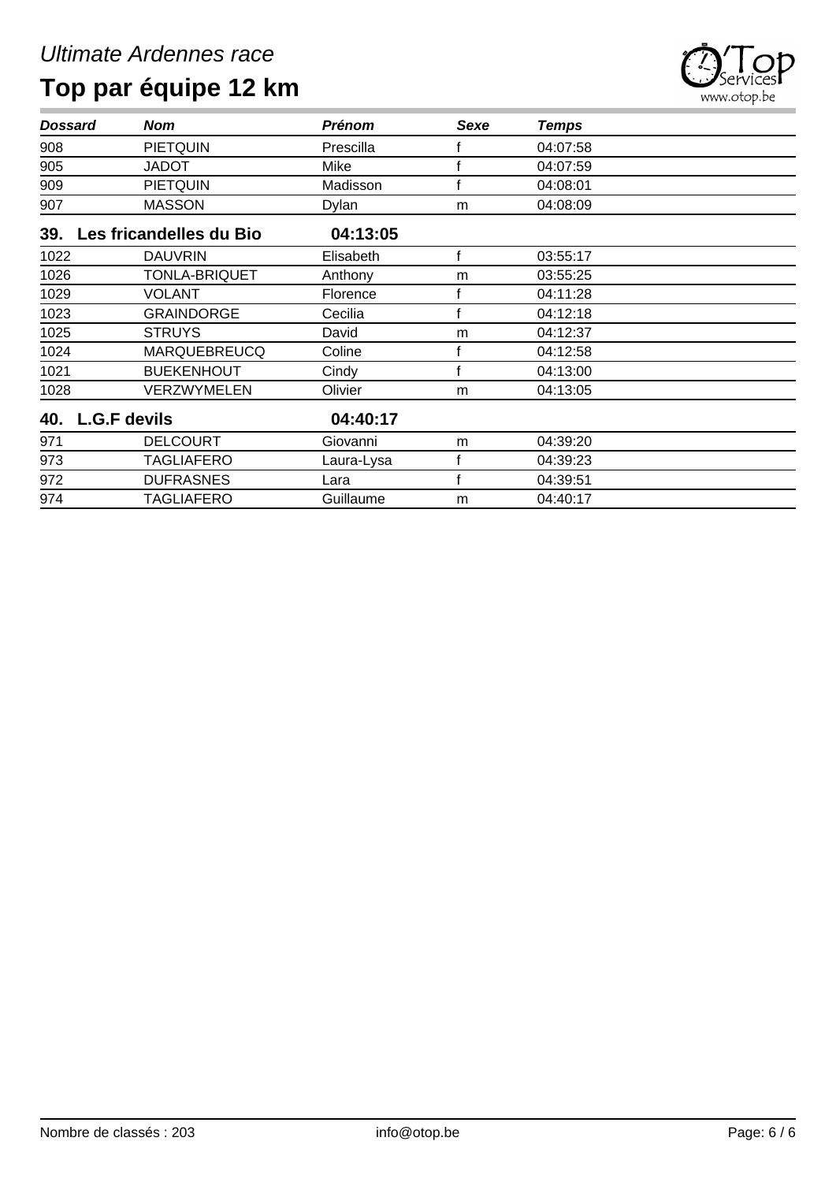*Ultimate Ardennes race*

# Top par équipe 12 km

| Dossard | Nom | Prénom | Sexe | Temps |
|---|---|---|---|---|
| 908 | PIETQUIN | Prescilla | f | 04:07:58 |
| 905 | JADOT | Mike | f | 04:07:59 |
| 909 | PIETQUIN | Madisson | f | 04:08:01 |
| 907 | MASSON | Dylan | m | 04:08:09 |
| **39. Les fricandelles du Bio** | | **04:13:05** | | |
| 1022 | DAUVRIN | Elisabeth | f | 03:55:17 |
| 1026 | TONLA-BRIQUET | Anthony | m | 03:55:25 |
| 1029 | VOLANT | Florence | f | 04:11:28 |
| 1023 | GRAINDORGE | Cecilia | f | 04:12:18 |
| 1025 | STRUYS | David | m | 04:12:37 |
| 1024 | MARQUEBREUCQ | Coline | f | 04:12:58 |
| 1021 | BUEKENHOUT | Cindy | f | 04:13:00 |
| 1028 | VERZWYMELEN | Olivier | m | 04:13:05 |
| **40. L.G.F devils** | | **04:40:17** | | |
| 971 | DELCOURT | Giovanni | m | 04:39:20 |
| 973 | TAGLIAFERO | Laura-Lysa | f | 04:39:23 |
| 972 | DUFRASNES | Lara | f | 04:39:51 |
| 974 | TAGLIAFERO | Guillaume | m | 04:40:17 |

Nombre de classés : 203

info@otop.be